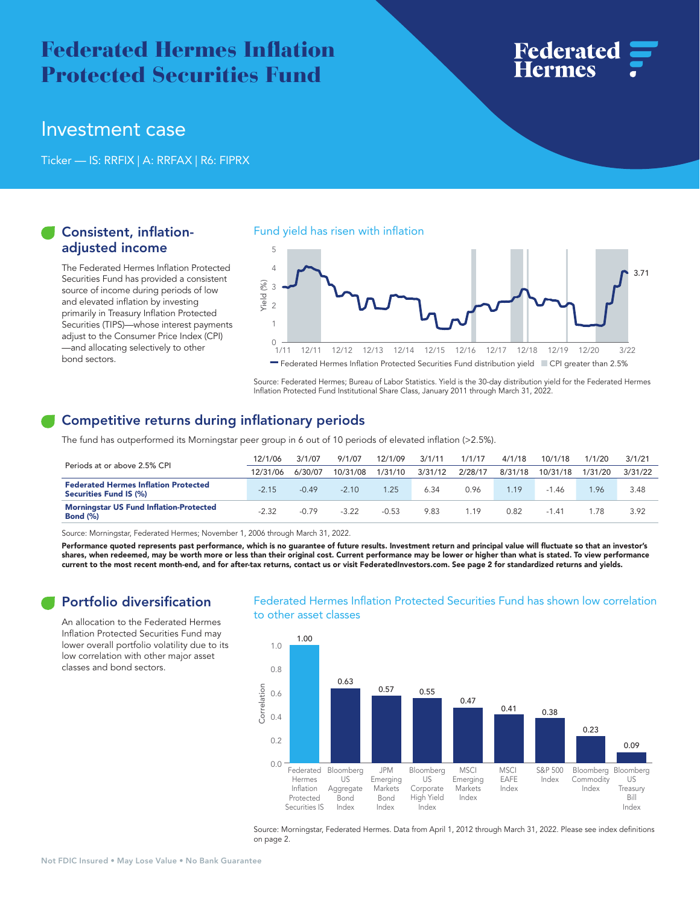# Federated Hermes Inflation Protected Securities Fund

## Investment case

Ticker — IS: RRFIX | A: RRFAX | R6: FIPRX

### Consistent, inflation-adjusted income

The Federated Hermes Inflation Protected Securities Fund has provided a consistent source of income during periods of low and elevated inflation by investing primarily in Treasury Inflation Protected Securities (TIPS)—whose interest payments adjust to the Consumer Price Index (CPI)—and allocating selectively to other bond sectors.

Fund yield has risen with inflation

Source: Federated Hermes; Bureau of Labor Statistics. Yield is the 30-day distribution yield for the Federated Hermes Inflation Protected Fund Institutional Share Class, January 2011 through March 31, 2022.

### Competitive returns during inflationary periods

The fund has outperformed its Morningstar peer group in 6 out of 10 periods of elevated inflation (>2.5%).

| Periods at or above 2.5% CPI | 12/1/06 | 3/1/07 | 9/1/07 | 12/1/09 | 3/1/11 | 1/1/17 | 4/1/18 | 10/1/18 | 1/1/20 | 3/1/21 |
|---|---|---|---|---|---|---|---|---|---|---|
| | 12/31/06 | 6/30/07 | 10/31/08 | 1/31/10 | 3/31/12 | 2/28/17 | 8/31/18 | 10/31/18 | 1/31/20 | 3/31/22 |
| **Federated Hermes Inflation Protected Securities Fund IS (%)** | -2.15 | -0.49 | -2.10 | 1.25 | 6.34 | 0.96 | 1.19 | -1.46 | 1.96 | 3.48 |
| **Morningstar US Fund Inflation-Protected Bond (%)** | -2.32 | -0.79 | -3.22 | -0.53 | 9.83 | 1.19 | 0.82 | -1.41 | 1.78 | 3.92 |

Source: Morningstar, Federated Hermes; November 1, 2006 through March 31, 2022.

**Performance quoted represents past performance, which is no guarantee of future results. Investment return and principal value will fluctuate so that an investor's shares, when redeemed, may be worth more or less than their original cost. Current performance may be lower or higher than what is stated. To view performance current to the most recent month-end, and for after-tax returns, contact us or visit FederatedInvestors.com. See page 2 for standardized returns and yields.**

### Portfolio diversification

An allocation to the Federated Hermes Inflation Protected Securities Fund may lower overall portfolio volatility due to its low correlation with other major asset classes and bond sectors.

Federated Hermes Inflation Protected Securities Fund has shown low correlation to other asset classes

| Asset class | Correlation |
|---|---|
| Federated Hermes Inflation Protected Securities IS | 1.00 |
| Bloomberg US Aggregate Bond Index | 0.63 |
| JPM Emerging Markets Bond Index | 0.57 |
| Bloomberg US Corporate High Yield Index | 0.55 |
| MSCI Emerging Markets Index | 0.47 |
| MSCI EAFE Index | 0.41 |
| S&P 500 Index | 0.38 |
| Bloomberg Commodity Index | 0.23 |
| Bloomberg US Treasury Bill Index | 0.09 |

Source: Morningstar, Federated Hermes. Data from April 1, 2012 through March 31, 2022. Please see index definitions on page 2.

Not FDIC Insured • May Lose Value • No Bank Guarantee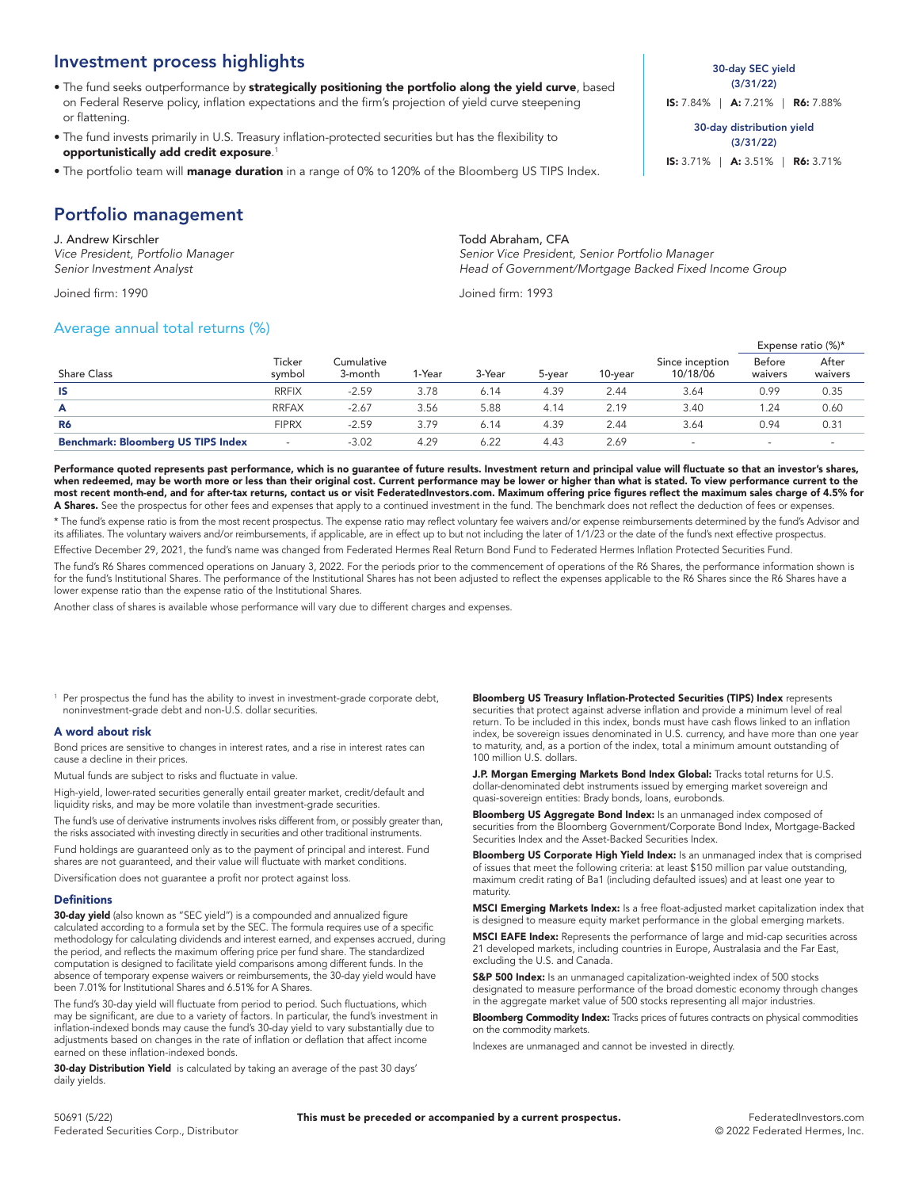## Investment process highlights

- The fund seeks outperformance by **strategically positioning the portfolio along the yield curve**, based on Federal Reserve policy, inflation expectations and the firm's projection of yield curve steepening or flattening.
- The fund invests primarily in U.S. Treasury inflation-protected securities but has the flexibility to **opportunistically add credit exposure**.[1]
- The portfolio team will **manage duration** in a range of 0% to 120% of the Bloomberg US TIPS Index.

**30-day SEC yield (3/31/22)**

**IS:** 7.84% | **A:** 7.21% | **R6:** 7.88%

**30-day distribution yield (3/31/22)**

**IS:** 3.71% | **A:** 3.51% | **R6:** 3.71%

## Portfolio management

J. Andrew Kirschler
*Vice President, Portfolio Manager*
*Senior Investment Analyst*

Joined firm: 1990

Todd Abraham, CFA
*Senior Vice President, Senior Portfolio Manager*
*Head of Government/Mortgage Backed Fixed Income Group*

Joined firm: 1993

### Average annual total returns (%)

| | | | | | | | | Expense ratio (%)* | |
|---|---|---|---|---|---|---|---|---|---|
| Share Class | Ticker symbol | Cumulative 3-month | 1-Year | 3-Year | 5-year | 10-year | Since inception 10/18/06 | Before waivers | After waivers |
| **IS** | RRFIX | -2.59 | 3.78 | 6.14 | 4.39 | 2.44 | 3.64 | 0.99 | 0.35 |
| **A** | RRFAX | -2.67 | 3.56 | 5.88 | 4.14 | 2.19 | 3.40 | 1.24 | 0.60 |
| **R6** | FIPRX | -2.59 | 3.79 | 6.14 | 4.39 | 2.44 | 3.64 | 0.94 | 0.31 |
| **Benchmark: Bloomberg US TIPS Index** | - | -3.02 | 4.29 | 6.22 | 4.43 | 2.69 | - | - | - |

**Performance quoted represents past performance, which is no guarantee of future results. Investment return and principal value will fluctuate so that an investor's shares, when redeemed, may be worth more or less than their original cost. Current performance may be lower or higher than what is stated. To view performance current to the most recent month-end, and for after-tax returns, contact us or visit FederatedInvestors.com. Maximum offering price figures reflect the maximum sales charge of 4.5% for A Shares.** See the prospectus for other fees and expenses that apply to a continued investment in the fund. The benchmark does not reflect the deduction of fees or expenses.

\* The fund's expense ratio is from the most recent prospectus. The expense ratio may reflect voluntary fee waivers and/or expense reimbursements determined by the fund's Advisor and its affiliates. The voluntary waivers and/or reimbursements, if applicable, are in effect up to but not including the later of 1/1/23 or the date of the fund's next effective prospectus.

Effective December 29, 2021, the fund's name was changed from Federated Hermes Real Return Bond Fund to Federated Hermes Inflation Protected Securities Fund.

The fund's R6 Shares commenced operations on January 3, 2022. For the periods prior to the commencement of operations of the R6 Shares, the performance information shown is for the fund's Institutional Shares. The performance of the Institutional Shares has not been adjusted to reflect the expenses applicable to the R6 Shares since the R6 Shares have a lower expense ratio than the expense ratio of the Institutional Shares.

Another class of shares is available whose performance will vary due to different charges and expenses.

[1] Per prospectus the fund has the ability to invest in investment-grade corporate debt, noninvestment-grade debt and non-U.S. dollar securities.

### A word about risk

Bond prices are sensitive to changes in interest rates, and a rise in interest rates can cause a decline in their prices.

Mutual funds are subject to risks and fluctuate in value.

High-yield, lower-rated securities generally entail greater market, credit/default and liquidity risks, and may be more volatile than investment-grade securities.

The fund's use of derivative instruments involves risks different from, or possibly greater than, the risks associated with investing directly in securities and other traditional instruments.

Fund holdings are guaranteed only as to the payment of principal and interest. Fund shares are not guaranteed, and their value will fluctuate with market conditions.

Diversification does not guarantee a profit nor protect against loss.

### Definitions

**30-day yield** (also known as "SEC yield") is a compounded and annualized figure calculated according to a formula set by the SEC. The formula requires use of a specific methodology for calculating dividends and interest earned, and expenses accrued, during the period, and reflects the maximum offering price per fund share. The standardized computation is designed to facilitate yield comparisons among different funds. In the absence of temporary expense waivers or reimbursements, the 30-day yield would have been 7.01% for Institutional Shares and 6.51% for A Shares.

The fund's 30-day yield will fluctuate from period to period. Such fluctuations, which may be significant, are due to a variety of factors. In particular, the fund's investment in inflation-indexed bonds may cause the fund's 30-day yield to vary substantially due to adjustments based on changes in the rate of inflation or deflation that affect income earned on these inflation-indexed bonds.

**30-day Distribution Yield** is calculated by taking an average of the past 30 days' daily yields.

**Bloomberg US Treasury Inflation-Protected Securities (TIPS) Index** represents securities that protect against adverse inflation and provide a minimum level of real return. To be included in this index, bonds must have cash flows linked to an inflation index, be sovereign issues denominated in U.S. currency, and have more than one year to maturity, and, as a portion of the index, total a minimum amount outstanding of 100 million U.S. dollars.

**J.P. Morgan Emerging Markets Bond Index Global:** Tracks total returns for U.S. dollar-denominated debt instruments issued by emerging market sovereign and quasi-sovereign entities: Brady bonds, loans, eurobonds.

**Bloomberg US Aggregate Bond Index:** Is an unmanaged index composed of securities from the Bloomberg Government/Corporate Bond Index, Mortgage-Backed Securities Index and the Asset-Backed Securities Index.

**Bloomberg US Corporate High Yield Index:** Is an unmanaged index that is comprised of issues that meet the following criteria: at least $150 million par value outstanding, maximum credit rating of Ba1 (including defaulted issues) and at least one year to maturity.

**MSCI Emerging Markets Index:** Is a free float-adjusted market capitalization index that is designed to measure equity market performance in the global emerging markets.

**MSCI EAFE Index:** Represents the performance of large and mid-cap securities across 21 developed markets, including countries in Europe, Australasia and the Far East, excluding the U.S. and Canada.

**S&P 500 Index:** Is an unmanaged capitalization-weighted index of 500 stocks designated to measure performance of the broad domestic economy through changes in the aggregate market value of 500 stocks representing all major industries.

**Bloomberg Commodity Index:** Tracks prices of futures contracts on physical commodities on the commodity markets.

Indexes are unmanaged and cannot be invested in directly.

50691 (5/22)
Federated Securities Corp., Distributor

**This must be preceded or accompanied by a current prospectus.**

FederatedInvestors.com
© 2022 Federated Hermes, Inc.